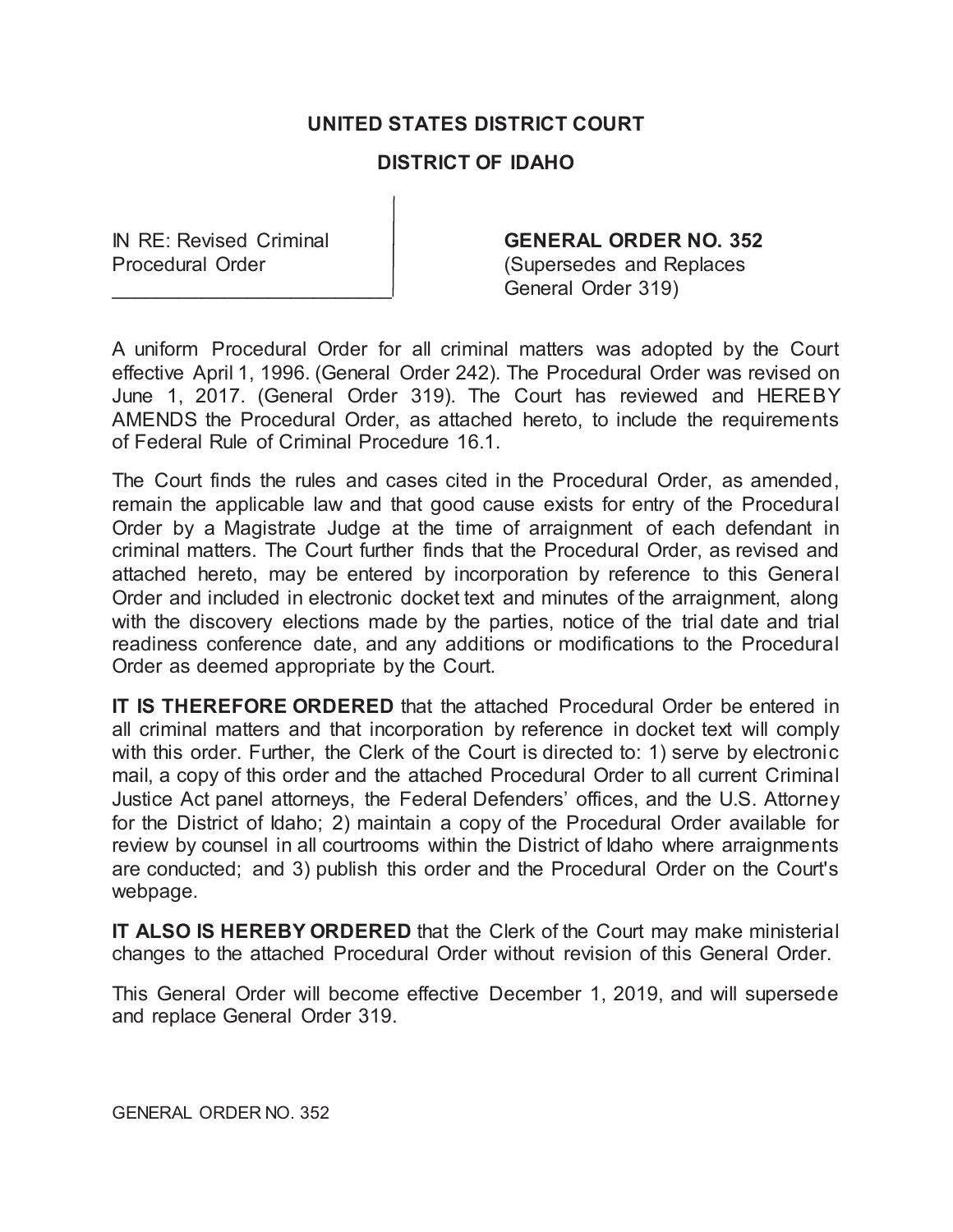**UNITED STATES DISTRICT COURT**

**DISTRICT OF IDAHO**

| IN RE: Revised Criminal Procedural Order | **GENERAL ORDER NO. 352** (Supersedes and Replaces General Order 319) |
|---|---|

A uniform Procedural Order for all criminal matters was adopted by the Court effective April 1, 1996. (General Order 242). The Procedural Order was revised on June 1, 2017. (General Order 319). The Court has reviewed and HEREBY AMENDS the Procedural Order, as attached hereto, to include the requirements of Federal Rule of Criminal Procedure 16.1.

The Court finds the rules and cases cited in the Procedural Order, as amended, remain the applicable law and that good cause exists for entry of the Procedural Order by a Magistrate Judge at the time of arraignment of each defendant in criminal matters. The Court further finds that the Procedural Order, as revised and attached hereto, may be entered by incorporation by reference to this General Order and included in electronic docket text and minutes of the arraignment, along with the discovery elections made by the parties, notice of the trial date and trial readiness conference date, and any additions or modifications to the Procedural Order as deemed appropriate by the Court.

**IT IS THEREFORE ORDERED** that the attached Procedural Order be entered in all criminal matters and that incorporation by reference in docket text will comply with this order. Further, the Clerk of the Court is directed to: 1) serve by electronic mail, a copy of this order and the attached Procedural Order to all current Criminal Justice Act panel attorneys, the Federal Defenders' offices, and the U.S. Attorney for the District of Idaho; 2) maintain a copy of the Procedural Order available for review by counsel in all courtrooms within the District of Idaho where arraignments are conducted; and 3) publish this order and the Procedural Order on the Court's webpage.

**IT ALSO IS HEREBY ORDERED** that the Clerk of the Court may make ministerial changes to the attached Procedural Order without revision of this General Order.

This General Order will become effective December 1, 2019, and will supersede and replace General Order 319.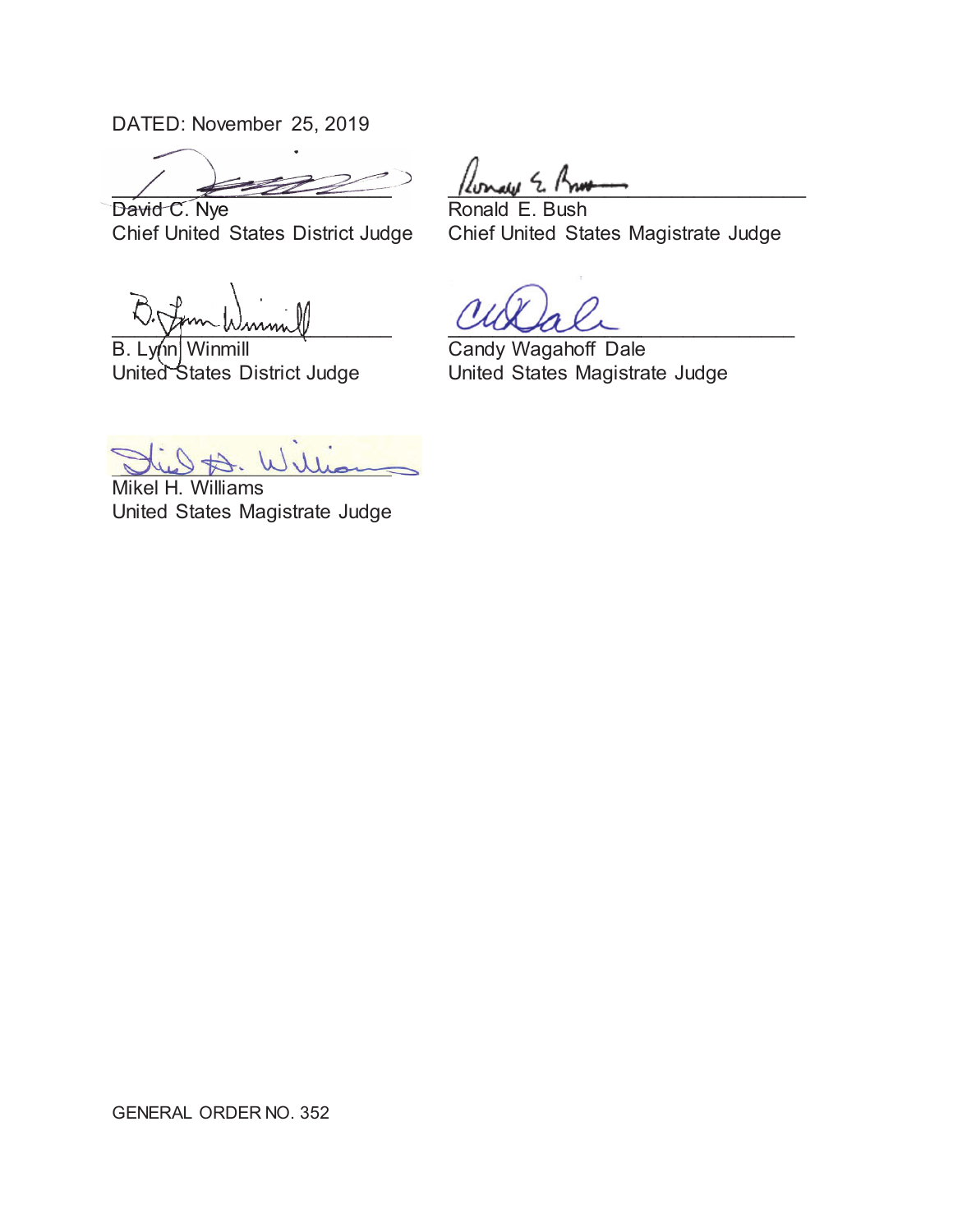DATED: November 25, 2019

David C. Nye
Chief United States District Judge

Ronald E. Bush
Chief United States Magistrate Judge

B. Lynn Winmill
United States District Judge

Candy Wagahoff Dale
United States Magistrate Judge

Mikel H. Williams
United States Magistrate Judge

GENERAL ORDER NO. 352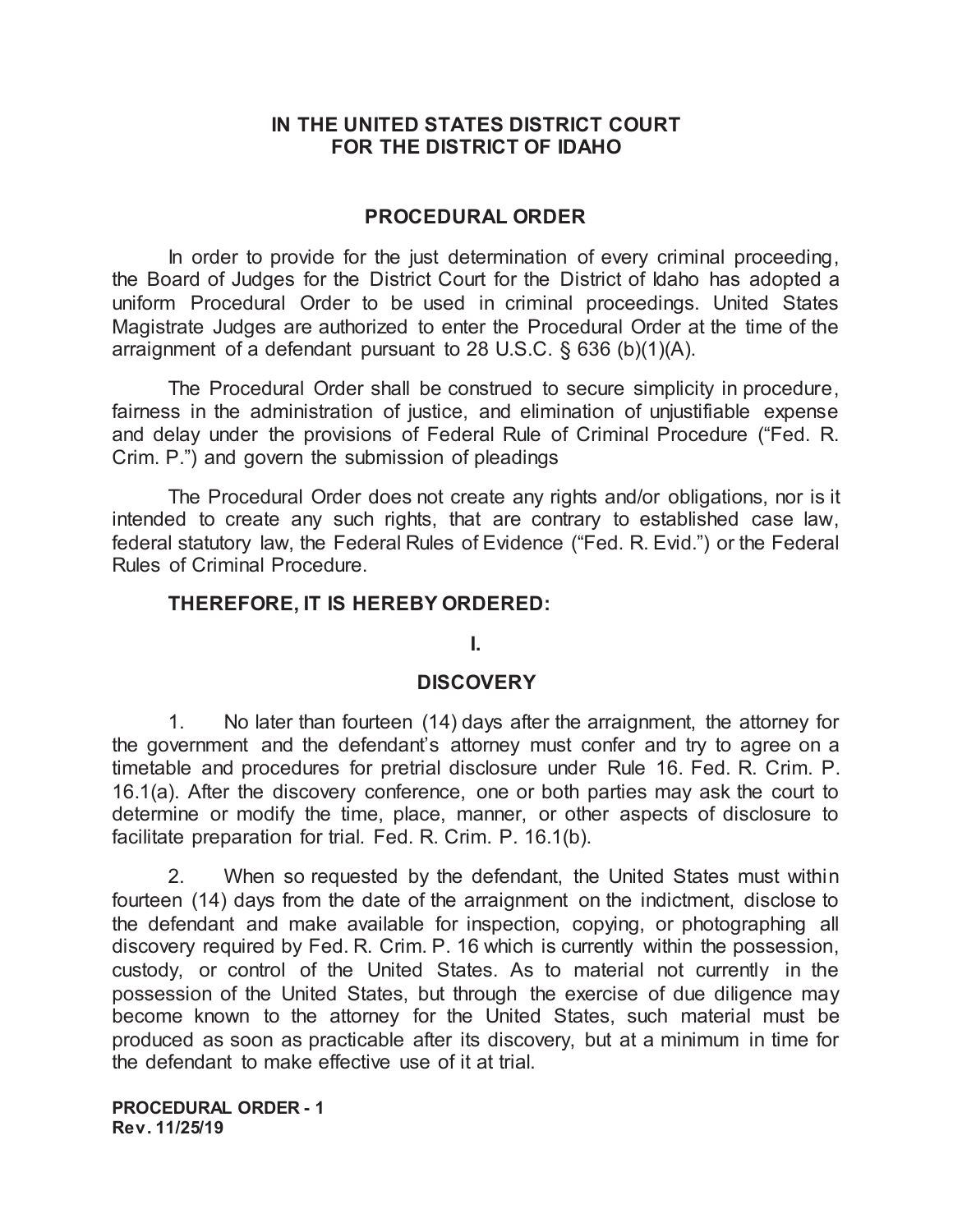**IN THE UNITED STATES DISTRICT COURT
FOR THE DISTRICT OF IDAHO**

## PROCEDURAL ORDER

In order to provide for the just determination of every criminal proceeding, the Board of Judges for the District Court for the District of Idaho has adopted a uniform Procedural Order to be used in criminal proceedings. United States Magistrate Judges are authorized to enter the Procedural Order at the time of the arraignment of a defendant pursuant to 28 U.S.C. § 636 (b)(1)(A).

The Procedural Order shall be construed to secure simplicity in procedure, fairness in the administration of justice, and elimination of unjustifiable expense and delay under the provisions of Federal Rule of Criminal Procedure ("Fed. R. Crim. P.") and govern the submission of pleadings

The Procedural Order does not create any rights and/or obligations, nor is it intended to create any such rights, that are contrary to established case law, federal statutory law, the Federal Rules of Evidence ("Fed. R. Evid.") or the Federal Rules of Criminal Procedure.

**THEREFORE, IT IS HEREBY ORDERED:**

## I.

## DISCOVERY

1. No later than fourteen (14) days after the arraignment, the attorney for the government and the defendant's attorney must confer and try to agree on a timetable and procedures for pretrial disclosure under Rule 16. Fed. R. Crim. P. 16.1(a). After the discovery conference, one or both parties may ask the court to determine or modify the time, place, manner, or other aspects of disclosure to facilitate preparation for trial. Fed. R. Crim. P. 16.1(b).

2. When so requested by the defendant, the United States must within fourteen (14) days from the date of the arraignment on the indictment, disclose to the defendant and make available for inspection, copying, or photographing all discovery required by Fed. R. Crim. P. 16 which is currently within the possession, custody, or control of the United States. As to material not currently in the possession of the United States, but through the exercise of due diligence may become known to the attorney for the United States, such material must be produced as soon as practicable after its discovery, but at a minimum in time for the defendant to make effective use of it at trial.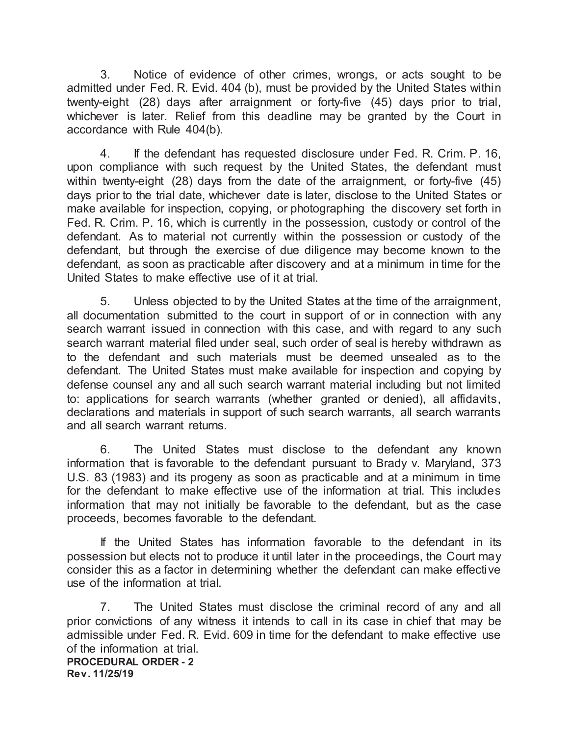3. Notice of evidence of other crimes, wrongs, or acts sought to be admitted under Fed. R. Evid. 404 (b), must be provided by the United States within twenty-eight (28) days after arraignment or forty-five (45) days prior to trial, whichever is later. Relief from this deadline may be granted by the Court in accordance with Rule 404(b).

4. If the defendant has requested disclosure under Fed. R. Crim. P. 16, upon compliance with such request by the United States, the defendant must within twenty-eight (28) days from the date of the arraignment, or forty-five (45) days prior to the trial date, whichever date is later, disclose to the United States or make available for inspection, copying, or photographing the discovery set forth in Fed. R. Crim. P. 16, which is currently in the possession, custody or control of the defendant. As to material not currently within the possession or custody of the defendant, but through the exercise of due diligence may become known to the defendant, as soon as practicable after discovery and at a minimum in time for the United States to make effective use of it at trial.

5. Unless objected to by the United States at the time of the arraignment, all documentation submitted to the court in support of or in connection with any search warrant issued in connection with this case, and with regard to any such search warrant material filed under seal, such order of seal is hereby withdrawn as to the defendant and such materials must be deemed unsealed as to the defendant. The United States must make available for inspection and copying by defense counsel any and all such search warrant material including but not limited to: applications for search warrants (whether granted or denied), all affidavits, declarations and materials in support of such search warrants, all search warrants and all search warrant returns.

6. The United States must disclose to the defendant any known information that is favorable to the defendant pursuant to Brady v. Maryland, 373 U.S. 83 (1983) and its progeny as soon as practicable and at a minimum in time for the defendant to make effective use of the information at trial. This includes information that may not initially be favorable to the defendant, but as the case proceeds, becomes favorable to the defendant.

If the United States has information favorable to the defendant in its possession but elects not to produce it until later in the proceedings, the Court may consider this as a factor in determining whether the defendant can make effective use of the information at trial.

7. The United States must disclose the criminal record of any and all prior convictions of any witness it intends to call in its case in chief that may be admissible under Fed. R. Evid. 609 in time for the defendant to make effective use of the information at trial.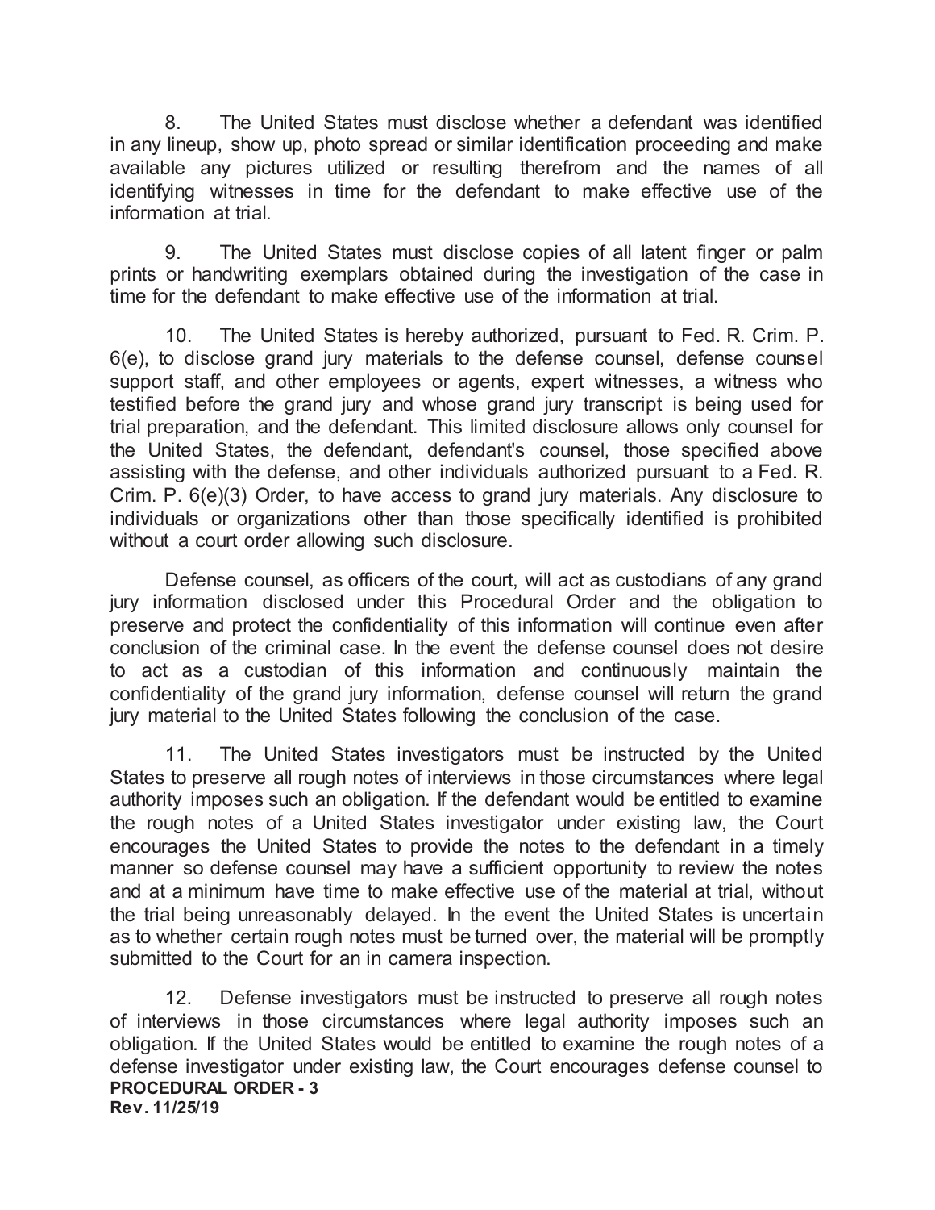8. The United States must disclose whether a defendant was identified in any lineup, show up, photo spread or similar identification proceeding and make available any pictures utilized or resulting therefrom and the names of all identifying witnesses in time for the defendant to make effective use of the information at trial.

9. The United States must disclose copies of all latent finger or palm prints or handwriting exemplars obtained during the investigation of the case in time for the defendant to make effective use of the information at trial.

10. The United States is hereby authorized, pursuant to Fed. R. Crim. P. 6(e), to disclose grand jury materials to the defense counsel, defense counsel support staff, and other employees or agents, expert witnesses, a witness who testified before the grand jury and whose grand jury transcript is being used for trial preparation, and the defendant. This limited disclosure allows only counsel for the United States, the defendant, defendant's counsel, those specified above assisting with the defense, and other individuals authorized pursuant to a Fed. R. Crim. P. 6(e)(3) Order, to have access to grand jury materials. Any disclosure to individuals or organizations other than those specifically identified is prohibited without a court order allowing such disclosure.

Defense counsel, as officers of the court, will act as custodians of any grand jury information disclosed under this Procedural Order and the obligation to preserve and protect the confidentiality of this information will continue even after conclusion of the criminal case. In the event the defense counsel does not desire to act as a custodian of this information and continuously maintain the confidentiality of the grand jury information, defense counsel will return the grand jury material to the United States following the conclusion of the case.

11. The United States investigators must be instructed by the United States to preserve all rough notes of interviews in those circumstances where legal authority imposes such an obligation. If the defendant would be entitled to examine the rough notes of a United States investigator under existing law, the Court encourages the United States to provide the notes to the defendant in a timely manner so defense counsel may have a sufficient opportunity to review the notes and at a minimum have time to make effective use of the material at trial, without the trial being unreasonably delayed. In the event the United States is uncertain as to whether certain rough notes must be turned over, the material will be promptly submitted to the Court for an in camera inspection.

12. Defense investigators must be instructed to preserve all rough notes of interviews in those circumstances where legal authority imposes such an obligation. If the United States would be entitled to examine the rough notes of a defense investigator under existing law, the Court encourages defense counsel to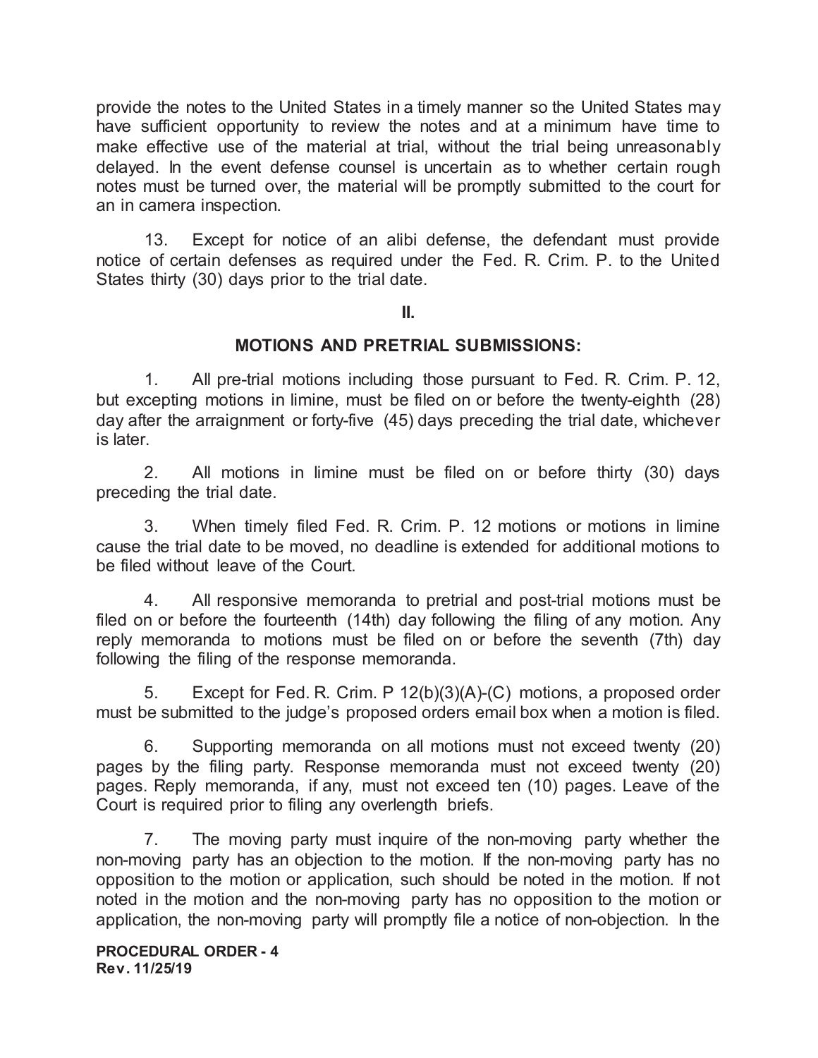provide the notes to the United States in a timely manner so the United States may have sufficient opportunity to review the notes and at a minimum have time to make effective use of the material at trial, without the trial being unreasonably delayed. In the event defense counsel is uncertain as to whether certain rough notes must be turned over, the material will be promptly submitted to the court for an in camera inspection.

13. Except for notice of an alibi defense, the defendant must provide notice of certain defenses as required under the Fed. R. Crim. P. to the United States thirty (30) days prior to the trial date.

**II.**

**MOTIONS AND PRETRIAL SUBMISSIONS:**

1. All pre-trial motions including those pursuant to Fed. R. Crim. P. 12, but excepting motions in limine, must be filed on or before the twenty-eighth (28) day after the arraignment or forty-five (45) days preceding the trial date, whichever is later.

2. All motions in limine must be filed on or before thirty (30) days preceding the trial date.

3. When timely filed Fed. R. Crim. P. 12 motions or motions in limine cause the trial date to be moved, no deadline is extended for additional motions to be filed without leave of the Court.

4. All responsive memoranda to pretrial and post-trial motions must be filed on or before the fourteenth (14th) day following the filing of any motion. Any reply memoranda to motions must be filed on or before the seventh (7th) day following the filing of the response memoranda.

5. Except for Fed. R. Crim. P 12(b)(3)(A)-(C) motions, a proposed order must be submitted to the judge's proposed orders email box when a motion is filed.

6. Supporting memoranda on all motions must not exceed twenty (20) pages by the filing party. Response memoranda must not exceed twenty (20) pages. Reply memoranda, if any, must not exceed ten (10) pages. Leave of the Court is required prior to filing any overlength briefs.

7. The moving party must inquire of the non-moving party whether the non-moving party has an objection to the motion. If the non-moving party has no opposition to the motion or application, such should be noted in the motion. If not noted in the motion and the non-moving party has no opposition to the motion or application, the non-moving party will promptly file a notice of non-objection. In the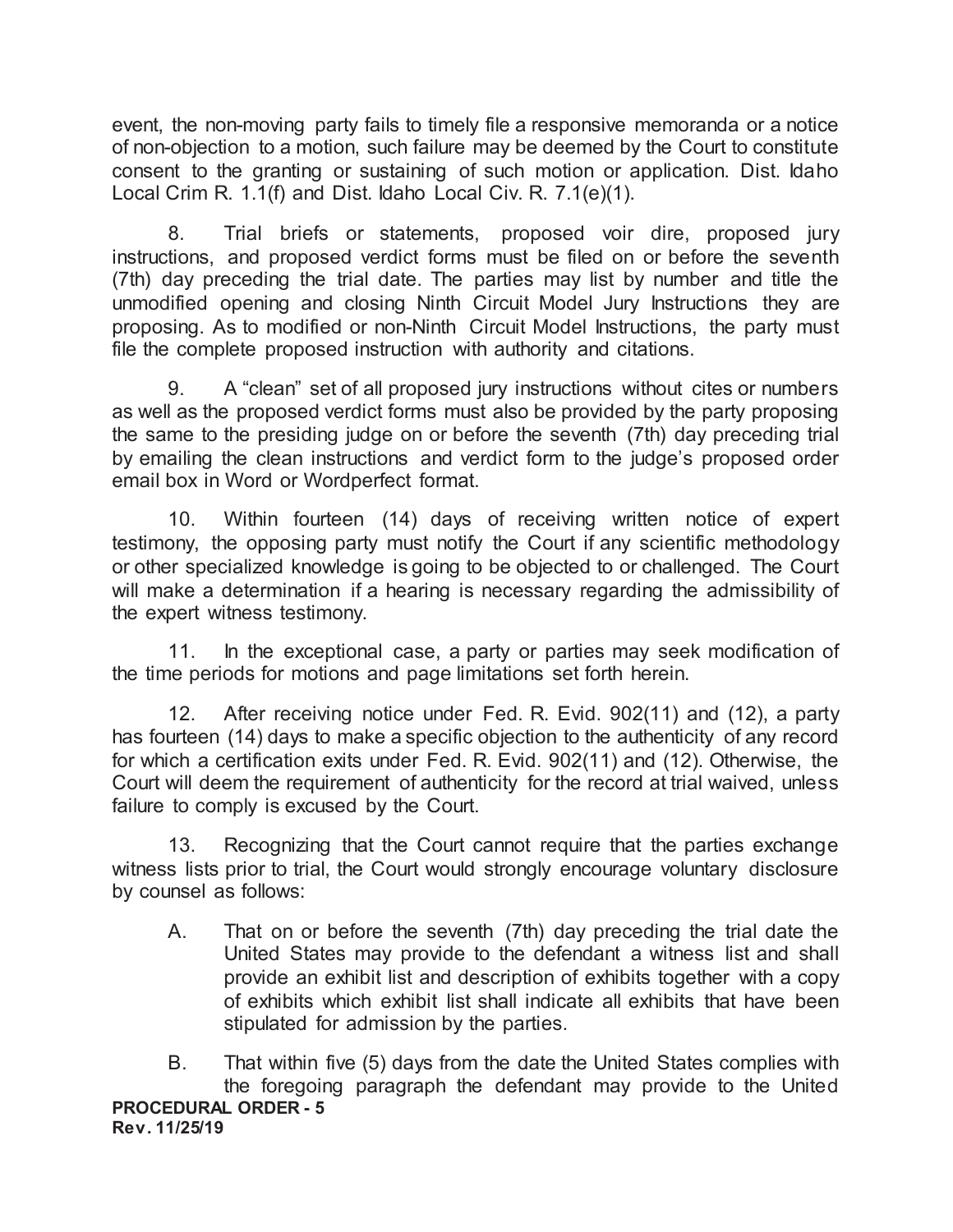event, the non-moving party fails to timely file a responsive memoranda or a notice of non-objection to a motion, such failure may be deemed by the Court to constitute consent to the granting or sustaining of such motion or application. Dist. Idaho Local Crim R. 1.1(f) and Dist. Idaho Local Civ. R. 7.1(e)(1).

8. Trial briefs or statements, proposed voir dire, proposed jury instructions, and proposed verdict forms must be filed on or before the seventh (7th) day preceding the trial date. The parties may list by number and title the unmodified opening and closing Ninth Circuit Model Jury Instructions they are proposing. As to modified or non-Ninth Circuit Model Instructions, the party must file the complete proposed instruction with authority and citations.

9. A "clean" set of all proposed jury instructions without cites or numbers as well as the proposed verdict forms must also be provided by the party proposing the same to the presiding judge on or before the seventh (7th) day preceding trial by emailing the clean instructions and verdict form to the judge's proposed order email box in Word or Wordperfect format.

10. Within fourteen (14) days of receiving written notice of expert testimony, the opposing party must notify the Court if any scientific methodology or other specialized knowledge is going to be objected to or challenged. The Court will make a determination if a hearing is necessary regarding the admissibility of the expert witness testimony.

11. In the exceptional case, a party or parties may seek modification of the time periods for motions and page limitations set forth herein.

12. After receiving notice under Fed. R. Evid. 902(11) and (12), a party has fourteen (14) days to make a specific objection to the authenticity of any record for which a certification exits under Fed. R. Evid. 902(11) and (12). Otherwise, the Court will deem the requirement of authenticity for the record at trial waived, unless failure to comply is excused by the Court.

13. Recognizing that the Court cannot require that the parties exchange witness lists prior to trial, the Court would strongly encourage voluntary disclosure by counsel as follows:

A. That on or before the seventh (7th) day preceding the trial date the United States may provide to the defendant a witness list and shall provide an exhibit list and description of exhibits together with a copy of exhibits which exhibit list shall indicate all exhibits that have been stipulated for admission by the parties.

B. That within five (5) days from the date the United States complies with the foregoing paragraph the defendant may provide to the United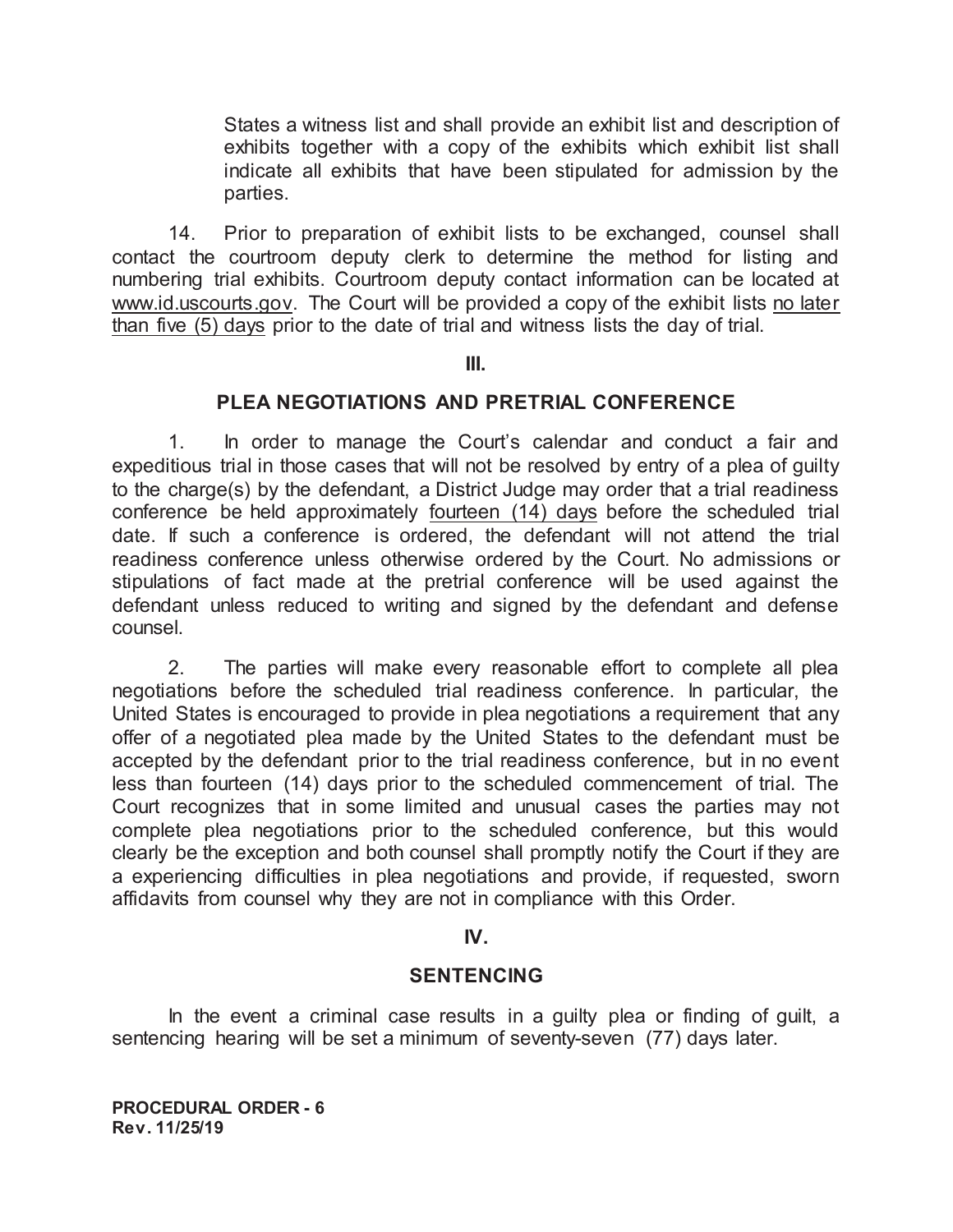States a witness list and shall provide an exhibit list and description of exhibits together with a copy of the exhibits which exhibit list shall indicate all exhibits that have been stipulated for admission by the parties.

14. Prior to preparation of exhibit lists to be exchanged, counsel shall contact the courtroom deputy clerk to determine the method for listing and numbering trial exhibits. Courtroom deputy contact information can be located at www.id.uscourts.gov. The Court will be provided a copy of the exhibit lists no later than five (5) days prior to the date of trial and witness lists the day of trial.

## III.

## PLEA NEGOTIATIONS AND PRETRIAL CONFERENCE

1. In order to manage the Court's calendar and conduct a fair and expeditious trial in those cases that will not be resolved by entry of a plea of guilty to the charge(s) by the defendant, a District Judge may order that a trial readiness conference be held approximately fourteen (14) days before the scheduled trial date. If such a conference is ordered, the defendant will not attend the trial readiness conference unless otherwise ordered by the Court. No admissions or stipulations of fact made at the pretrial conference will be used against the defendant unless reduced to writing and signed by the defendant and defense counsel.

2. The parties will make every reasonable effort to complete all plea negotiations before the scheduled trial readiness conference. In particular, the United States is encouraged to provide in plea negotiations a requirement that any offer of a negotiated plea made by the United States to the defendant must be accepted by the defendant prior to the trial readiness conference, but in no event less than fourteen (14) days prior to the scheduled commencement of trial. The Court recognizes that in some limited and unusual cases the parties may not complete plea negotiations prior to the scheduled conference, but this would clearly be the exception and both counsel shall promptly notify the Court if they are a experiencing difficulties in plea negotiations and provide, if requested, sworn affidavits from counsel why they are not in compliance with this Order.

## IV.

## SENTENCING

In the event a criminal case results in a guilty plea or finding of guilt, a sentencing hearing will be set a minimum of seventy-seven (77) days later.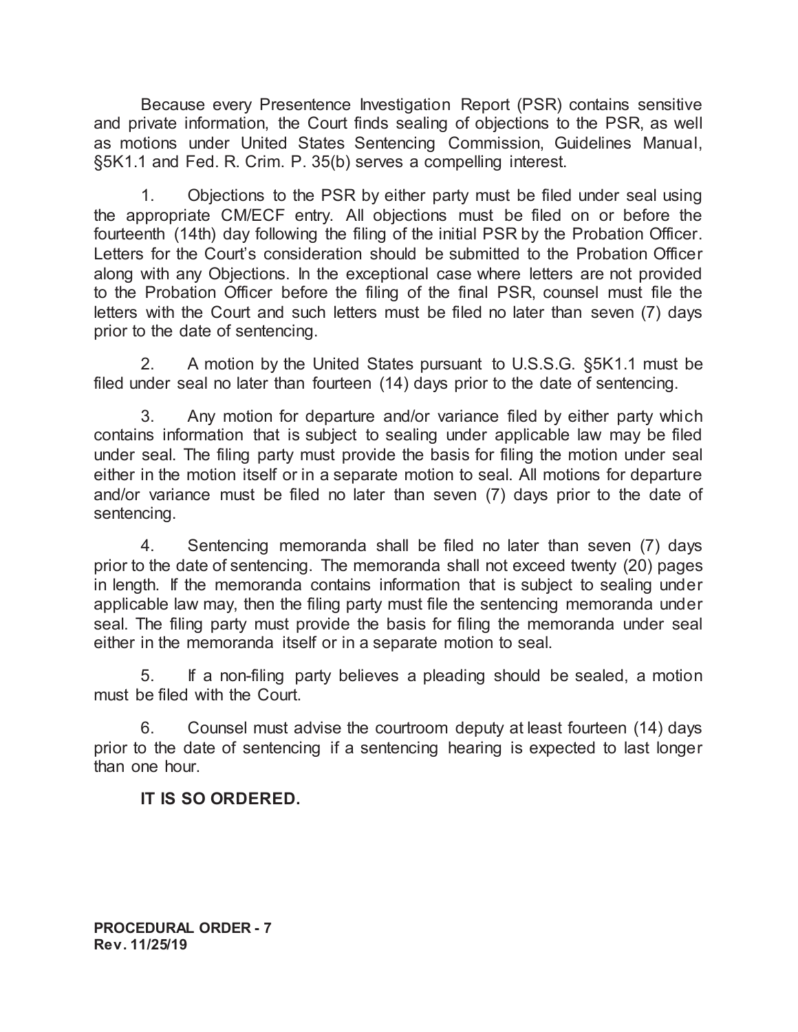Because every Presentence Investigation Report (PSR) contains sensitive and private information, the Court finds sealing of objections to the PSR, as well as motions under United States Sentencing Commission, Guidelines Manual, §5K1.1 and Fed. R. Crim. P. 35(b) serves a compelling interest.

1. Objections to the PSR by either party must be filed under seal using the appropriate CM/ECF entry. All objections must be filed on or before the fourteenth (14th) day following the filing of the initial PSR by the Probation Officer. Letters for the Court's consideration should be submitted to the Probation Officer along with any Objections. In the exceptional case where letters are not provided to the Probation Officer before the filing of the final PSR, counsel must file the letters with the Court and such letters must be filed no later than seven (7) days prior to the date of sentencing.

2. A motion by the United States pursuant to U.S.S.G. §5K1.1 must be filed under seal no later than fourteen (14) days prior to the date of sentencing.

3. Any motion for departure and/or variance filed by either party which contains information that is subject to sealing under applicable law may be filed under seal. The filing party must provide the basis for filing the motion under seal either in the motion itself or in a separate motion to seal. All motions for departure and/or variance must be filed no later than seven (7) days prior to the date of sentencing.

4. Sentencing memoranda shall be filed no later than seven (7) days prior to the date of sentencing. The memoranda shall not exceed twenty (20) pages in length. If the memoranda contains information that is subject to sealing under applicable law may, then the filing party must file the sentencing memoranda under seal. The filing party must provide the basis for filing the memoranda under seal either in the memoranda itself or in a separate motion to seal.

5. If a non-filing party believes a pleading should be sealed, a motion must be filed with the Court.

6. Counsel must advise the courtroom deputy at least fourteen (14) days prior to the date of sentencing if a sentencing hearing is expected to last longer than one hour.

**IT IS SO ORDERED.**

**PROCEDURAL ORDER - 7**
**Rev. 11/25/19**